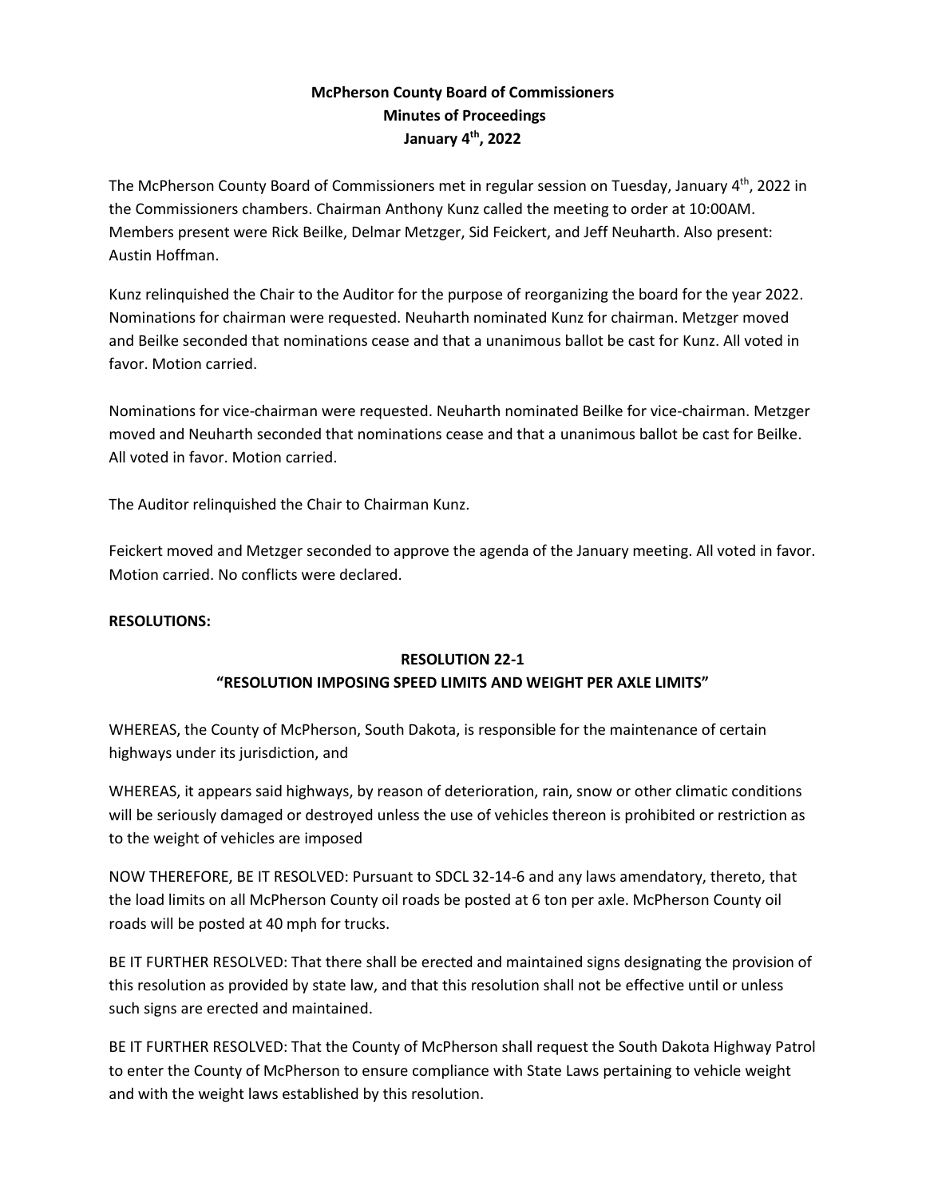**McPherson County Board of Commissioners**
**Minutes of Proceedings**
**January 4th, 2022**

The McPherson County Board of Commissioners met in regular session on Tuesday, January 4th, 2022 in the Commissioners chambers. Chairman Anthony Kunz called the meeting to order at 10:00AM. Members present were Rick Beilke, Delmar Metzger, Sid Feickert, and Jeff Neuharth. Also present: Austin Hoffman.

Kunz relinquished the Chair to the Auditor for the purpose of reorganizing the board for the year 2022. Nominations for chairman were requested. Neuharth nominated Kunz for chairman. Metzger moved and Beilke seconded that nominations cease and that a unanimous ballot be cast for Kunz. All voted in favor. Motion carried.

Nominations for vice-chairman were requested. Neuharth nominated Beilke for vice-chairman. Metzger moved and Neuharth seconded that nominations cease and that a unanimous ballot be cast for Beilke. All voted in favor. Motion carried.

The Auditor relinquished the Chair to Chairman Kunz.

Feickert moved and Metzger seconded to approve the agenda of the January meeting. All voted in favor. Motion carried. No conflicts were declared.

**RESOLUTIONS:**

**RESOLUTION 22-1**
**"RESOLUTION IMPOSING SPEED LIMITS AND WEIGHT PER AXLE LIMITS"**

WHEREAS, the County of McPherson, South Dakota, is responsible for the maintenance of certain highways under its jurisdiction, and

WHEREAS, it appears said highways, by reason of deterioration, rain, snow or other climatic conditions will be seriously damaged or destroyed unless the use of vehicles thereon is prohibited or restriction as to the weight of vehicles are imposed

NOW THEREFORE, BE IT RESOLVED: Pursuant to SDCL 32-14-6 and any laws amendatory, thereto, that the load limits on all McPherson County oil roads be posted at 6 ton per axle. McPherson County oil roads will be posted at 40 mph for trucks.

BE IT FURTHER RESOLVED: That there shall be erected and maintained signs designating the provision of this resolution as provided by state law, and that this resolution shall not be effective until or unless such signs are erected and maintained.

BE IT FURTHER RESOLVED: That the County of McPherson shall request the South Dakota Highway Patrol to enter the County of McPherson to ensure compliance with State Laws pertaining to vehicle weight and with the weight laws established by this resolution.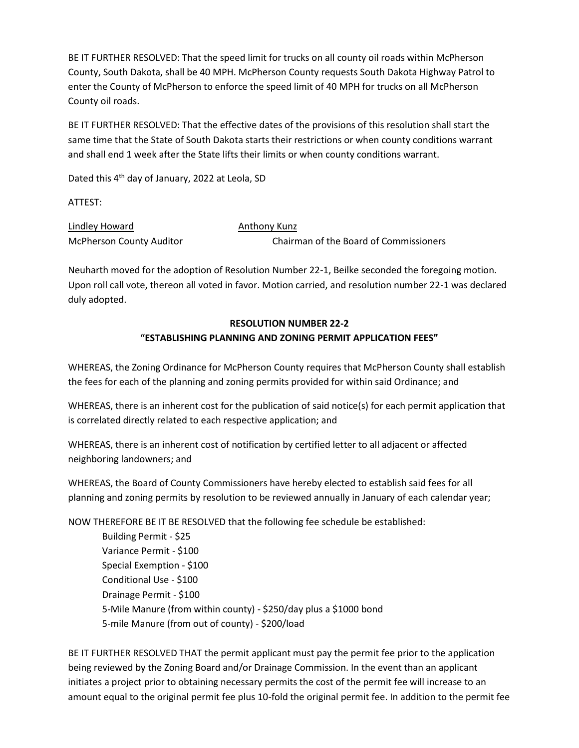BE IT FURTHER RESOLVED: That the speed limit for trucks on all county oil roads within McPherson County, South Dakota, shall be 40 MPH. McPherson County requests South Dakota Highway Patrol to enter the County of McPherson to enforce the speed limit of 40 MPH for trucks on all McPherson County oil roads.

BE IT FURTHER RESOLVED: That the effective dates of the provisions of this resolution shall start the same time that the State of South Dakota starts their restrictions or when county conditions warrant and shall end 1 week after the State lifts their limits or when county conditions warrant.

Dated this 4th day of January, 2022 at Leola, SD

ATTEST:

Lindley Howard — McPherson County Auditor

Anthony Kunz — Chairman of the Board of Commissioners

Neuharth moved for the adoption of Resolution Number 22-1, Beilke seconded the foregoing motion. Upon roll call vote, thereon all voted in favor. Motion carried, and resolution number 22-1 was declared duly adopted.

## RESOLUTION NUMBER 22-2
## "ESTABLISHING PLANNING AND ZONING PERMIT APPLICATION FEES"

WHEREAS, the Zoning Ordinance for McPherson County requires that McPherson County shall establish the fees for each of the planning and zoning permits provided for within said Ordinance; and

WHEREAS, there is an inherent cost for the publication of said notice(s) for each permit application that is correlated directly related to each respective application; and

WHEREAS, there is an inherent cost of notification by certified letter to all adjacent or affected neighboring landowners; and

WHEREAS, the Board of County Commissioners have hereby elected to establish said fees for all planning and zoning permits by resolution to be reviewed annually in January of each calendar year;

NOW THEREFORE BE IT BE RESOLVED that the following fee schedule be established:

- Building Permit - $25
- Variance Permit - $100
- Special Exemption - $100
- Conditional Use - $100
- Drainage Permit - $100
- 5-Mile Manure (from within county) - $250/day plus a $1000 bond
- 5-mile Manure (from out of county) - $200/load

BE IT FURTHER RESOLVED THAT the permit applicant must pay the permit fee prior to the application being reviewed by the Zoning Board and/or Drainage Commission. In the event than an applicant initiates a project prior to obtaining necessary permits the cost of the permit fee will increase to an amount equal to the original permit fee plus 10-fold the original permit fee. In addition to the permit fee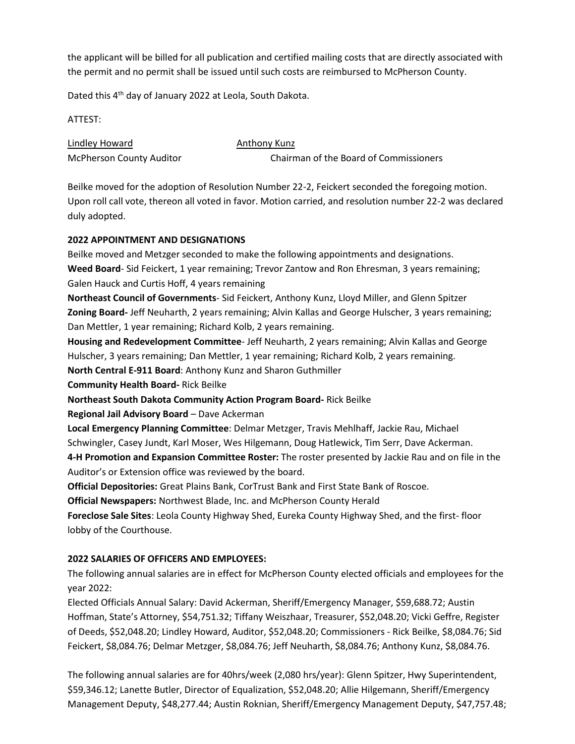the applicant will be billed for all publication and certified mailing costs that are directly associated with the permit and no permit shall be issued until such costs are reimbursed to McPherson County.

Dated this 4th day of January 2022 at Leola, South Dakota.

ATTEST:

Lindley Howard — McPherson County Auditor

Anthony Kunz — Chairman of the Board of Commissioners

Beilke moved for the adoption of Resolution Number 22-2, Feickert seconded the foregoing motion. Upon roll call vote, thereon all voted in favor. Motion carried, and resolution number 22-2 was declared duly adopted.

**2022 APPOINTMENT AND DESIGNATIONS**

Beilke moved and Metzger seconded to make the following appointments and designations.

**Weed Board**- Sid Feickert, 1 year remaining; Trevor Zantow and Ron Ehresman, 3 years remaining; Galen Hauck and Curtis Hoff, 4 years remaining

**Northeast Council of Governments**- Sid Feickert, Anthony Kunz, Lloyd Miller, and Glenn Spitzer

**Zoning Board-** Jeff Neuharth, 2 years remaining; Alvin Kallas and George Hulscher, 3 years remaining; Dan Mettler, 1 year remaining; Richard Kolb, 2 years remaining.

**Housing and Redevelopment Committee**- Jeff Neuharth, 2 years remaining; Alvin Kallas and George Hulscher, 3 years remaining; Dan Mettler, 1 year remaining; Richard Kolb, 2 years remaining.

**North Central E-911 Board**: Anthony Kunz and Sharon Guthmiller

**Community Health Board-** Rick Beilke

**Northeast South Dakota Community Action Program Board-** Rick Beilke

**Regional Jail Advisory Board** – Dave Ackerman

**Local Emergency Planning Committee**: Delmar Metzger, Travis Mehlhaff, Jackie Rau, Michael Schwingler, Casey Jundt, Karl Moser, Wes Hilgemann, Doug Hatlewick, Tim Serr, Dave Ackerman.

**4-H Promotion and Expansion Committee Roster:** The roster presented by Jackie Rau and on file in the Auditor's or Extension office was reviewed by the board.

**Official Depositories:** Great Plains Bank, CorTrust Bank and First State Bank of Roscoe.

**Official Newspapers:** Northwest Blade, Inc. and McPherson County Herald

**Foreclose Sale Sites**: Leola County Highway Shed, Eureka County Highway Shed, and the first- floor lobby of the Courthouse.

**2022 SALARIES OF OFFICERS AND EMPLOYEES:**

The following annual salaries are in effect for McPherson County elected officials and employees for the year 2022:

Elected Officials Annual Salary: David Ackerman, Sheriff/Emergency Manager, $59,688.72; Austin Hoffman, State's Attorney, $54,751.32; Tiffany Weiszhaar, Treasurer, $52,048.20; Vicki Geffre, Register of Deeds, $52,048.20; Lindley Howard, Auditor, $52,048.20; Commissioners - Rick Beilke, $8,084.76; Sid Feickert, $8,084.76; Delmar Metzger, $8,084.76; Jeff Neuharth, $8,084.76; Anthony Kunz, $8,084.76.

The following annual salaries are for 40hrs/week (2,080 hrs/year): Glenn Spitzer, Hwy Superintendent, $59,346.12; Lanette Butler, Director of Equalization, $52,048.20; Allie Hilgemann, Sheriff/Emergency Management Deputy, $48,277.44; Austin Roknian, Sheriff/Emergency Management Deputy, $47,757.48;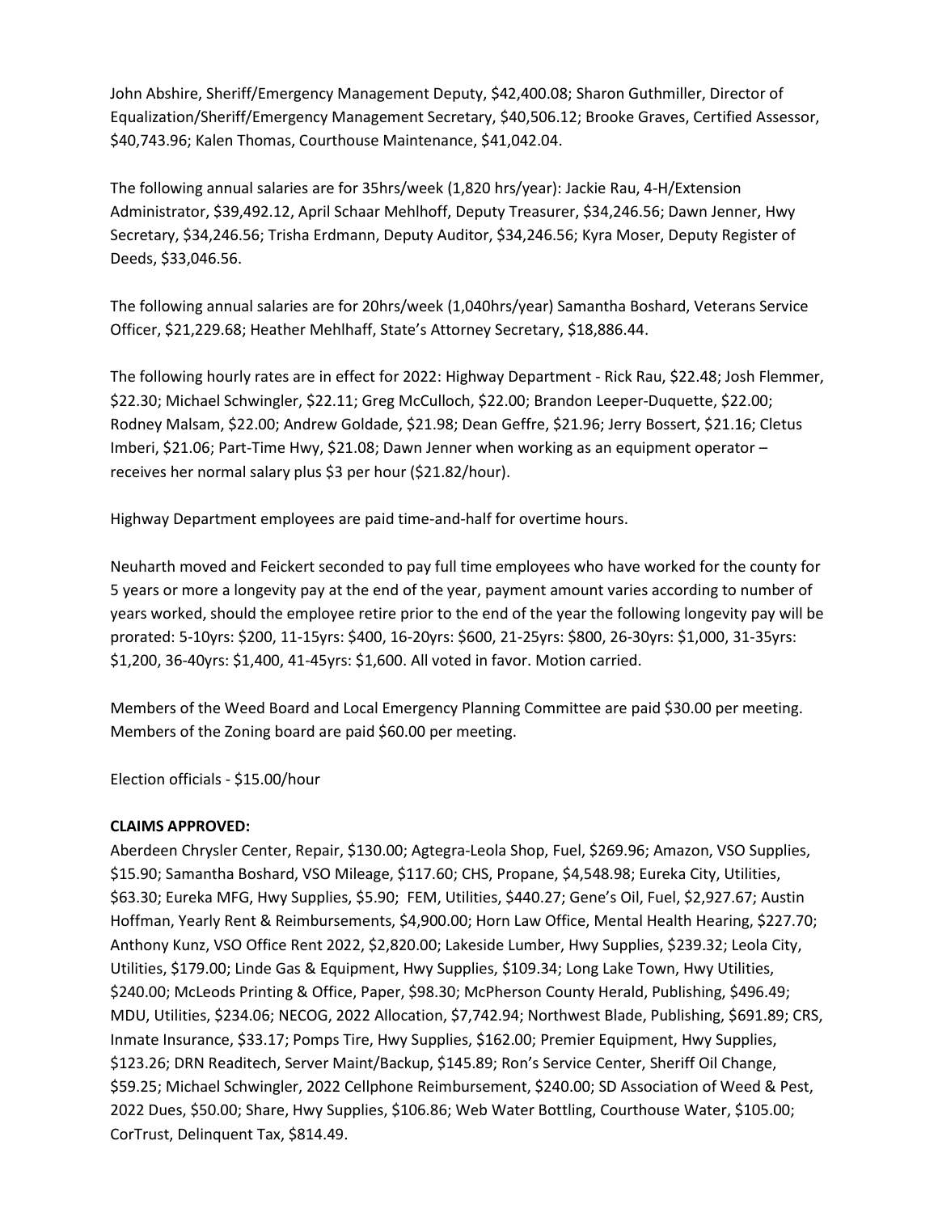John Abshire, Sheriff/Emergency Management Deputy, $42,400.08; Sharon Guthmiller, Director of Equalization/Sheriff/Emergency Management Secretary, $40,506.12; Brooke Graves, Certified Assessor, $40,743.96; Kalen Thomas, Courthouse Maintenance, $41,042.04.

The following annual salaries are for 35hrs/week (1,820 hrs/year): Jackie Rau, 4-H/Extension Administrator, $39,492.12, April Schaar Mehlhoff, Deputy Treasurer, $34,246.56; Dawn Jenner, Hwy Secretary, $34,246.56; Trisha Erdmann, Deputy Auditor, $34,246.56; Kyra Moser, Deputy Register of Deeds, $33,046.56.

The following annual salaries are for 20hrs/week (1,040hrs/year) Samantha Boshard, Veterans Service Officer, $21,229.68; Heather Mehlhaff, State's Attorney Secretary, $18,886.44.

The following hourly rates are in effect for 2022: Highway Department - Rick Rau, $22.48; Josh Flemmer, $22.30; Michael Schwingler, $22.11; Greg McCulloch, $22.00; Brandon Leeper-Duquette, $22.00; Rodney Malsam, $22.00; Andrew Goldade, $21.98; Dean Geffre, $21.96; Jerry Bossert, $21.16; Cletus Imberi, $21.06; Part-Time Hwy, $21.08; Dawn Jenner when working as an equipment operator – receives her normal salary plus $3 per hour ($21.82/hour).

Highway Department employees are paid time-and-half for overtime hours.

Neuharth moved and Feickert seconded to pay full time employees who have worked for the county for 5 years or more a longevity pay at the end of the year, payment amount varies according to number of years worked, should the employee retire prior to the end of the year the following longevity pay will be prorated: 5-10yrs: $200, 11-15yrs: $400, 16-20yrs: $600, 21-25yrs: $800, 26-30yrs: $1,000, 31-35yrs: $1,200, 36-40yrs: $1,400, 41-45yrs: $1,600. All voted in favor. Motion carried.

Members of the Weed Board and Local Emergency Planning Committee are paid $30.00 per meeting. Members of the Zoning board are paid $60.00 per meeting.

Election officials - $15.00/hour

**CLAIMS APPROVED:**

Aberdeen Chrysler Center, Repair, $130.00; Agtegra-Leola Shop, Fuel, $269.96; Amazon, VSO Supplies, $15.90; Samantha Boshard, VSO Mileage, $117.60; CHS, Propane, $4,548.98; Eureka City, Utilities, $63.30; Eureka MFG, Hwy Supplies, $5.90; FEM, Utilities, $440.27; Gene's Oil, Fuel, $2,927.67; Austin Hoffman, Yearly Rent & Reimbursements, $4,900.00; Horn Law Office, Mental Health Hearing, $227.70; Anthony Kunz, VSO Office Rent 2022, $2,820.00; Lakeside Lumber, Hwy Supplies, $239.32; Leola City, Utilities, $179.00; Linde Gas & Equipment, Hwy Supplies, $109.34; Long Lake Town, Hwy Utilities, $240.00; McLeods Printing & Office, Paper, $98.30; McPherson County Herald, Publishing, $496.49; MDU, Utilities, $234.06; NECOG, 2022 Allocation, $7,742.94; Northwest Blade, Publishing, $691.89; CRS, Inmate Insurance, $33.17; Pomps Tire, Hwy Supplies, $162.00; Premier Equipment, Hwy Supplies, $123.26; DRN Readitech, Server Maint/Backup, $145.89; Ron's Service Center, Sheriff Oil Change, $59.25; Michael Schwingler, 2022 Cellphone Reimbursement, $240.00; SD Association of Weed & Pest, 2022 Dues, $50.00; Share, Hwy Supplies, $106.86; Web Water Bottling, Courthouse Water, $105.00; CorTrust, Delinquent Tax, $814.49.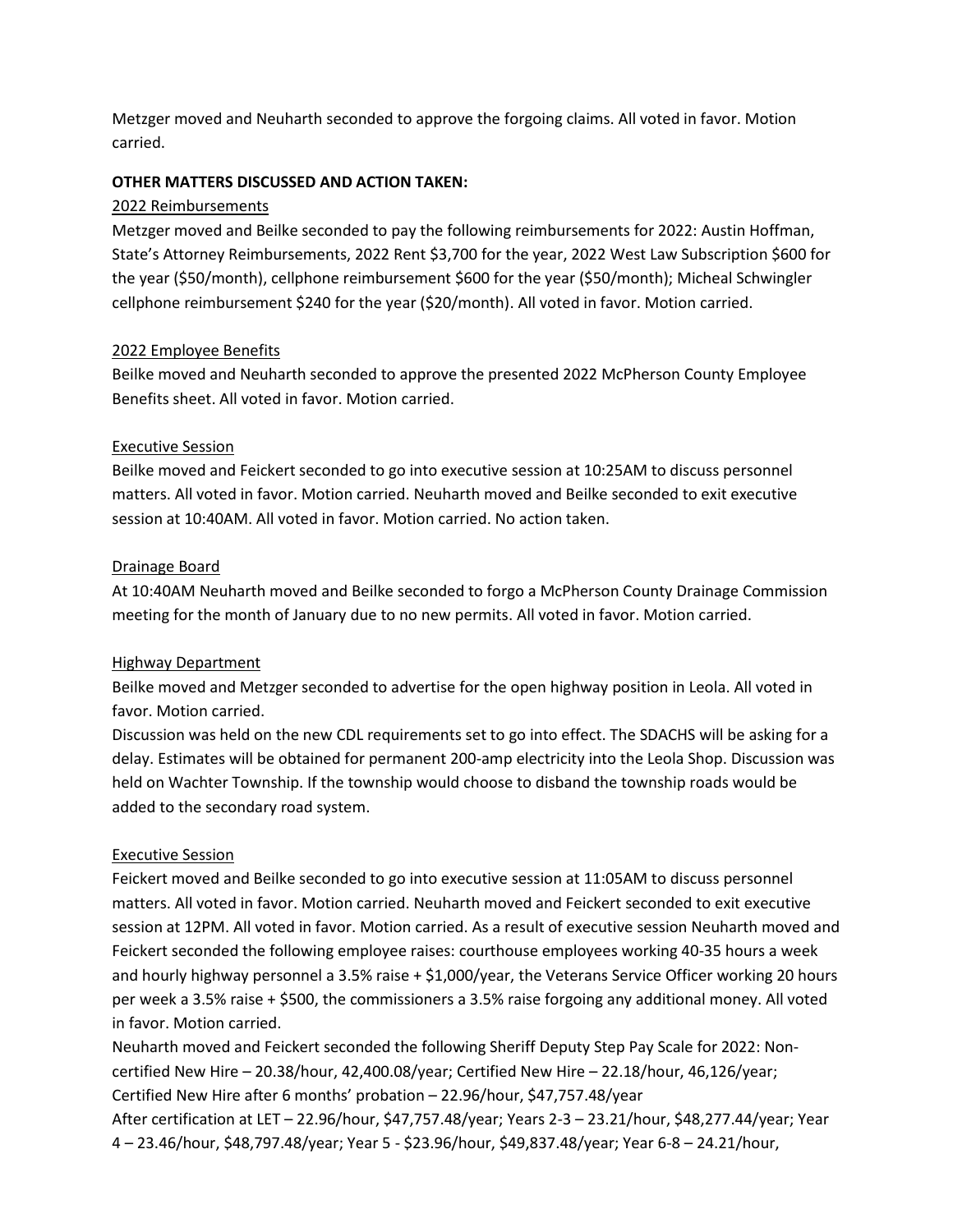Metzger moved and Neuharth seconded to approve the forgoing claims. All voted in favor. Motion carried.

**OTHER MATTERS DISCUSSED AND ACTION TAKEN:**

<u>2022 Reimbursements</u>

Metzger moved and Beilke seconded to pay the following reimbursements for 2022: Austin Hoffman, State's Attorney Reimbursements, 2022 Rent $3,700 for the year, 2022 West Law Subscription $600 for the year ($50/month), cellphone reimbursement $600 for the year ($50/month); Micheal Schwingler cellphone reimbursement $240 for the year ($20/month). All voted in favor. Motion carried.

<u>2022 Employee Benefits</u>

Beilke moved and Neuharth seconded to approve the presented 2022 McPherson County Employee Benefits sheet. All voted in favor. Motion carried.

<u>Executive Session</u>

Beilke moved and Feickert seconded to go into executive session at 10:25AM to discuss personnel matters. All voted in favor. Motion carried. Neuharth moved and Beilke seconded to exit executive session at 10:40AM. All voted in favor. Motion carried. No action taken.

<u>Drainage Board</u>

At 10:40AM Neuharth moved and Beilke seconded to forgo a McPherson County Drainage Commission meeting for the month of January due to no new permits. All voted in favor. Motion carried.

<u>Highway Department</u>

Beilke moved and Metzger seconded to advertise for the open highway position in Leola. All voted in favor. Motion carried.

Discussion was held on the new CDL requirements set to go into effect. The SDACHS will be asking for a delay. Estimates will be obtained for permanent 200-amp electricity into the Leola Shop. Discussion was held on Wachter Township. If the township would choose to disband the township roads would be added to the secondary road system.

<u>Executive Session</u>

Feickert moved and Beilke seconded to go into executive session at 11:05AM to discuss personnel matters. All voted in favor. Motion carried. Neuharth moved and Feickert seconded to exit executive session at 12PM. All voted in favor. Motion carried. As a result of executive session Neuharth moved and Feickert seconded the following employee raises: courthouse employees working 40-35 hours a week and hourly highway personnel a 3.5% raise + $1,000/year, the Veterans Service Officer working 20 hours per week a 3.5% raise + $500, the commissioners a 3.5% raise forgoing any additional money. All voted in favor. Motion carried.

Neuharth moved and Feickert seconded the following Sheriff Deputy Step Pay Scale for 2022: Non-certified New Hire – 20.38/hour, 42,400.08/year; Certified New Hire – 22.18/hour, 46,126/year; Certified New Hire after 6 months' probation – 22.96/hour, $47,757.48/year

After certification at LET – 22.96/hour, $47,757.48/year; Years 2-3 – 23.21/hour, $48,277.44/year; Year 4 – 23.46/hour, $48,797.48/year; Year 5 - $23.96/hour, $49,837.48/year; Year 6-8 – 24.21/hour,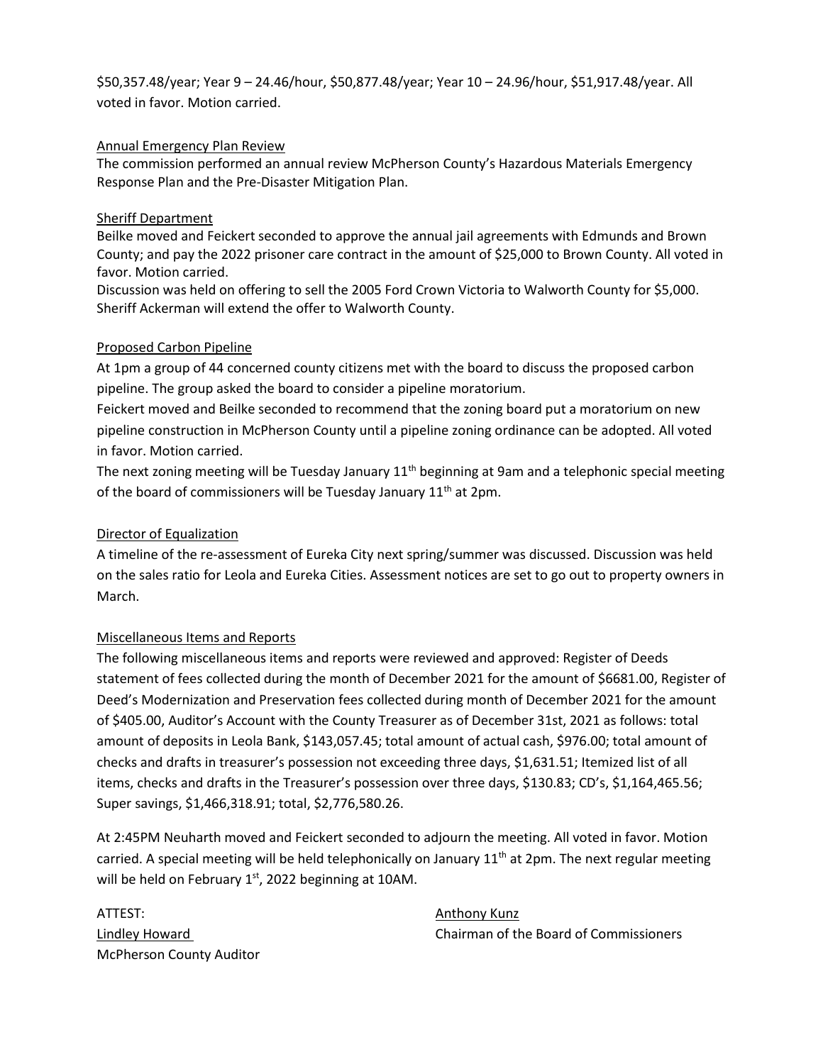$50,357.48/year; Year 9 – 24.46/hour, $50,877.48/year; Year 10 – 24.96/hour, $51,917.48/year. All voted in favor. Motion carried.

Annual Emergency Plan Review

The commission performed an annual review McPherson County's Hazardous Materials Emergency Response Plan and the Pre-Disaster Mitigation Plan.

Sheriff Department

Beilke moved and Feickert seconded to approve the annual jail agreements with Edmunds and Brown County; and pay the 2022 prisoner care contract in the amount of $25,000 to Brown County. All voted in favor. Motion carried.

Discussion was held on offering to sell the 2005 Ford Crown Victoria to Walworth County for $5,000. Sheriff Ackerman will extend the offer to Walworth County.

Proposed Carbon Pipeline

At 1pm a group of 44 concerned county citizens met with the board to discuss the proposed carbon pipeline. The group asked the board to consider a pipeline moratorium.

Feickert moved and Beilke seconded to recommend that the zoning board put a moratorium on new pipeline construction in McPherson County until a pipeline zoning ordinance can be adopted. All voted in favor. Motion carried.

The next zoning meeting will be Tuesday January 11th beginning at 9am and a telephonic special meeting of the board of commissioners will be Tuesday January 11th at 2pm.

Director of Equalization

A timeline of the re-assessment of Eureka City next spring/summer was discussed. Discussion was held on the sales ratio for Leola and Eureka Cities. Assessment notices are set to go out to property owners in March.

Miscellaneous Items and Reports

The following miscellaneous items and reports were reviewed and approved: Register of Deeds statement of fees collected during the month of December 2021 for the amount of $6681.00, Register of Deed's Modernization and Preservation fees collected during month of December 2021 for the amount of $405.00, Auditor's Account with the County Treasurer as of December 31st, 2021 as follows: total amount of deposits in Leola Bank, $143,057.45; total amount of actual cash, $976.00; total amount of checks and drafts in treasurer's possession not exceeding three days, $1,631.51; Itemized list of all items, checks and drafts in the Treasurer's possession over three days, $130.83; CD's, $1,164,465.56; Super savings, $1,466,318.91; total, $2,776,580.26.

At 2:45PM Neuharth moved and Feickert seconded to adjourn the meeting. All voted in favor. Motion carried. A special meeting will be held telephonically on January 11th at 2pm. The next regular meeting will be held on February 1st, 2022 beginning at 10AM.

ATTEST:
Lindley Howard
McPherson County Auditor

Anthony Kunz
Chairman of the Board of Commissioners